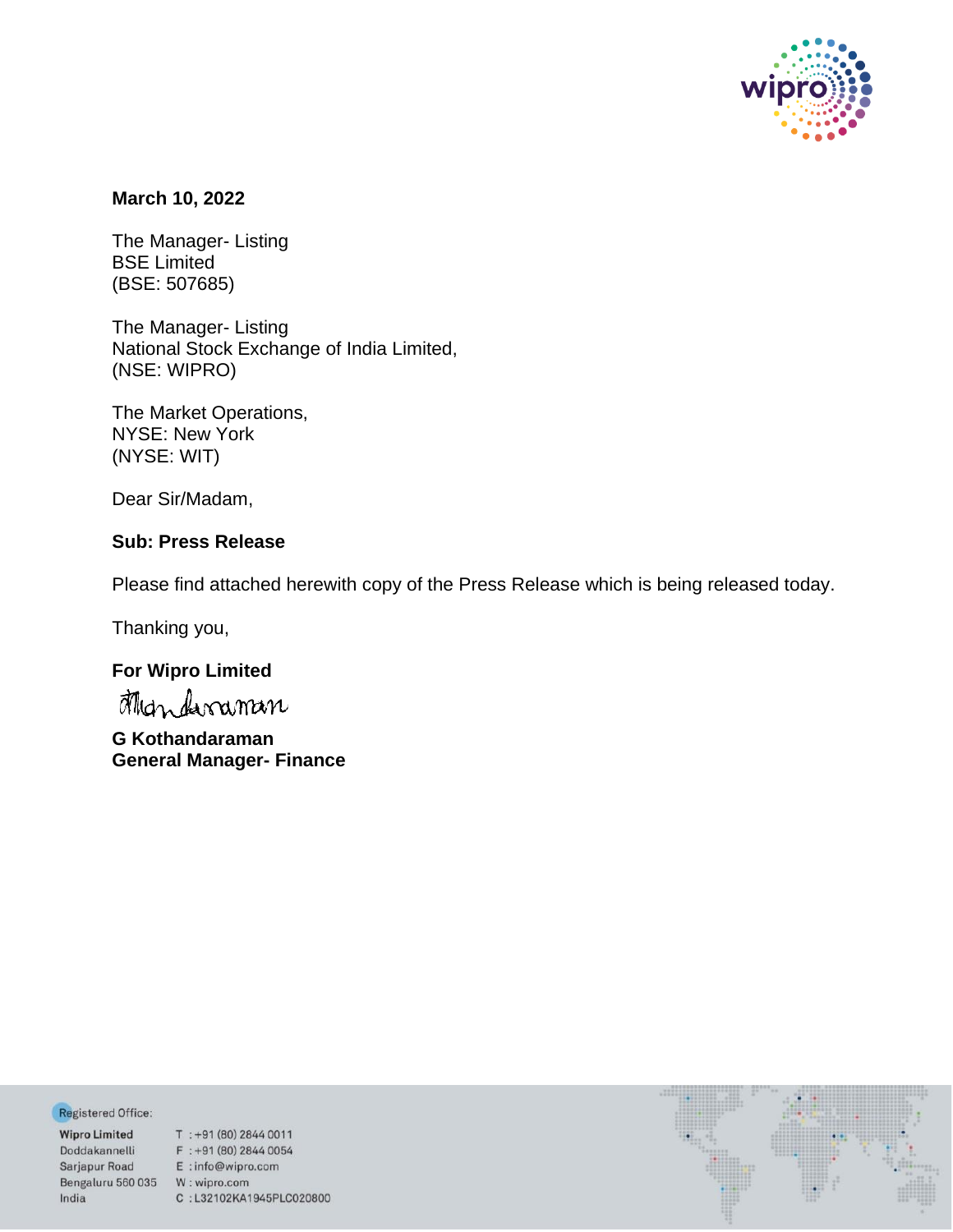**March 10, 2022**

The Manager- Listing
BSE Limited
(BSE: 507685)

The Manager- Listing
National Stock Exchange of India Limited,
(NSE: WIPRO)

The Market Operations,
NYSE: New York
(NYSE: WIT)

Dear Sir/Madam,

**Sub: Press Release**

Please find attached herewith copy of the Press Release which is being released today.

Thanking you,

**For Wipro Limited**

**G Kothandaraman**
**General Manager- Finance**

Registered Office:

**Wipro Limited**
Doddakannelli
Sarjapur Road
Bengaluru 560 035
India

T : +91 (80) 2844 0011
F : +91 (80) 2844 0054
E : info@wipro.com
W : wipro.com
C : L32102KA1945PLC020800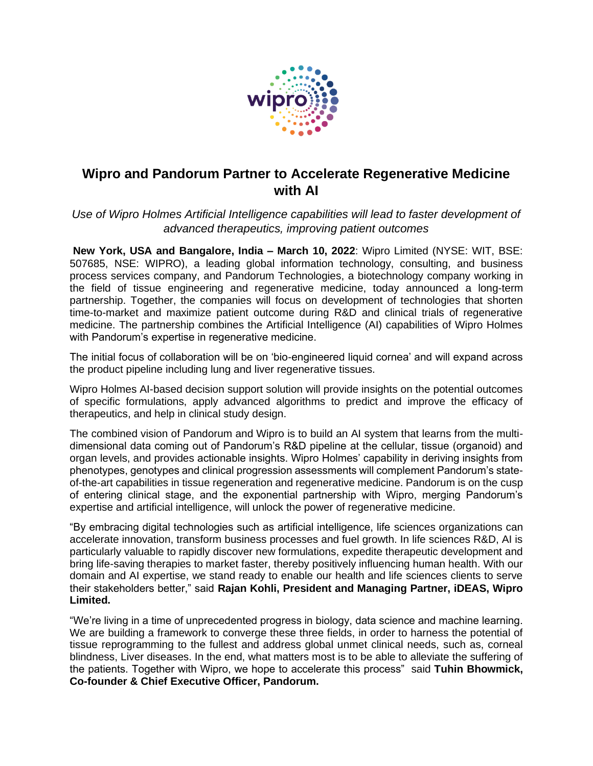# Wipro and Pandorum Partner to Accelerate Regenerative Medicine with AI

*Use of Wipro Holmes Artificial Intelligence capabilities will lead to faster development of advanced therapeutics, improving patient outcomes*

**New York, USA and Bangalore, India – March 10, 2022**: Wipro Limited (NYSE: WIT, BSE: 507685, NSE: WIPRO), a leading global information technology, consulting, and business process services company, and Pandorum Technologies, a biotechnology company working in the field of tissue engineering and regenerative medicine, today announced a long-term partnership. Together, the companies will focus on development of technologies that shorten time-to-market and maximize patient outcome during R&D and clinical trials of regenerative medicine. The partnership combines the Artificial Intelligence (AI) capabilities of Wipro Holmes with Pandorum's expertise in regenerative medicine.

The initial focus of collaboration will be on 'bio-engineered liquid cornea' and will expand across the product pipeline including lung and liver regenerative tissues.

Wipro Holmes AI-based decision support solution will provide insights on the potential outcomes of specific formulations, apply advanced algorithms to predict and improve the efficacy of therapeutics, and help in clinical study design.

The combined vision of Pandorum and Wipro is to build an AI system that learns from the multi-dimensional data coming out of Pandorum's R&D pipeline at the cellular, tissue (organoid) and organ levels, and provides actionable insights. Wipro Holmes' capability in deriving insights from phenotypes, genotypes and clinical progression assessments will complement Pandorum's state-of-the-art capabilities in tissue regeneration and regenerative medicine. Pandorum is on the cusp of entering clinical stage, and the exponential partnership with Wipro, merging Pandorum's expertise and artificial intelligence, will unlock the power of regenerative medicine.

"By embracing digital technologies such as artificial intelligence, life sciences organizations can accelerate innovation, transform business processes and fuel growth. In life sciences R&D, AI is particularly valuable to rapidly discover new formulations, expedite therapeutic development and bring life-saving therapies to market faster, thereby positively influencing human health. With our domain and AI expertise, we stand ready to enable our health and life sciences clients to serve their stakeholders better," said **Rajan Kohli, President and Managing Partner, iDEAS, Wipro Limited.**

"We're living in a time of unprecedented progress in biology, data science and machine learning. We are building a framework to converge these three fields, in order to harness the potential of tissue reprogramming to the fullest and address global unmet clinical needs, such as, corneal blindness, Liver diseases. In the end, what matters most is to be able to alleviate the suffering of the patients. Together with Wipro, we hope to accelerate this process" said **Tuhin Bhowmick, Co-founder & Chief Executive Officer, Pandorum.**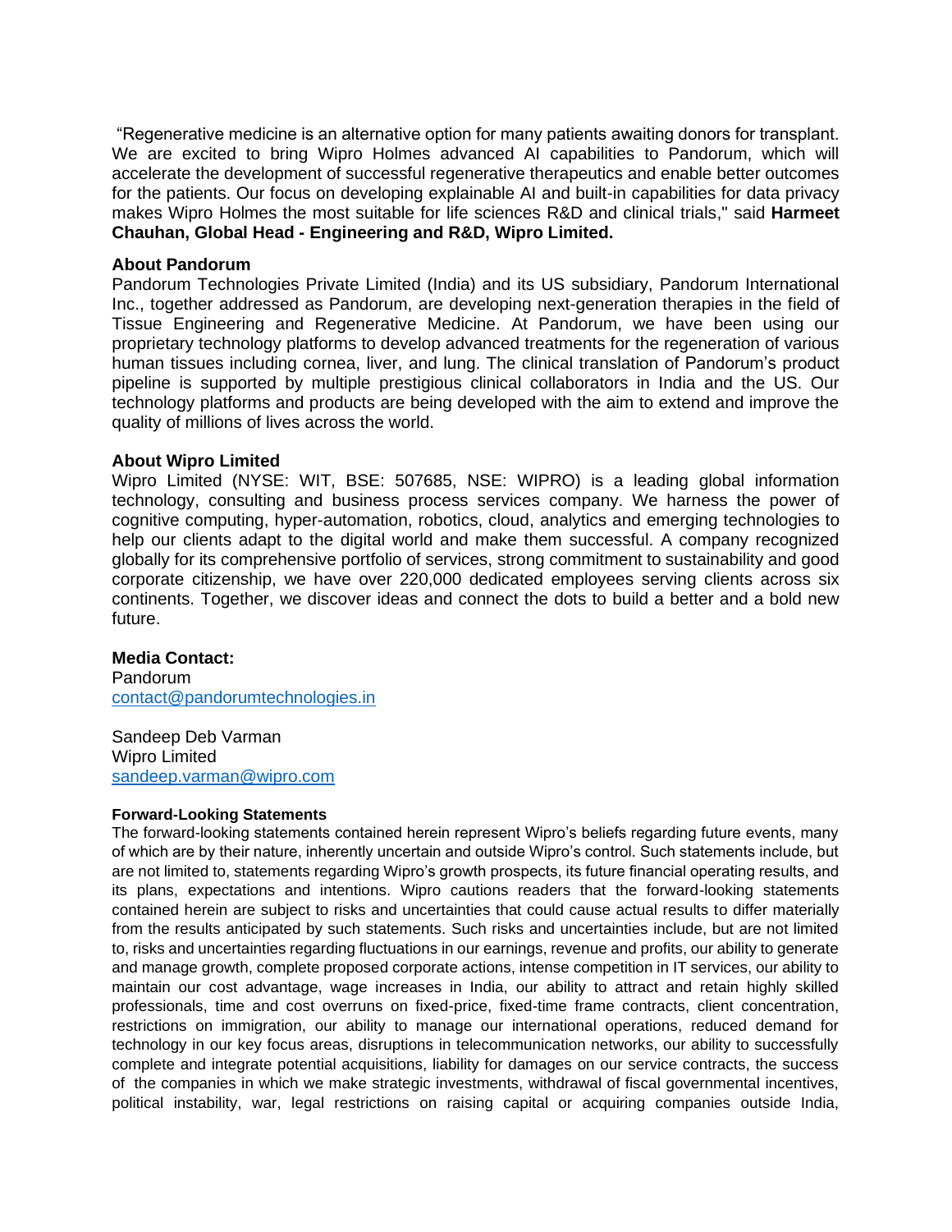"Regenerative medicine is an alternative option for many patients awaiting donors for transplant. We are excited to bring Wipro Holmes advanced AI capabilities to Pandorum, which will accelerate the development of successful regenerative therapeutics and enable better outcomes for the patients. Our focus on developing explainable AI and built-in capabilities for data privacy makes Wipro Holmes the most suitable for life sciences R&D and clinical trials," said **Harmeet Chauhan, Global Head - Engineering and R&D, Wipro Limited.**

**About Pandorum**

Pandorum Technologies Private Limited (India) and its US subsidiary, Pandorum International Inc., together addressed as Pandorum, are developing next-generation therapies in the field of Tissue Engineering and Regenerative Medicine. At Pandorum, we have been using our proprietary technology platforms to develop advanced treatments for the regeneration of various human tissues including cornea, liver, and lung. The clinical translation of Pandorum's product pipeline is supported by multiple prestigious clinical collaborators in India and the US. Our technology platforms and products are being developed with the aim to extend and improve the quality of millions of lives across the world.

**About Wipro Limited**

Wipro Limited (NYSE: WIT, BSE: 507685, NSE: WIPRO) is a leading global information technology, consulting and business process services company. We harness the power of cognitive computing, hyper-automation, robotics, cloud, analytics and emerging technologies to help our clients adapt to the digital world and make them successful. A company recognized globally for its comprehensive portfolio of services, strong commitment to sustainability and good corporate citizenship, we have over 220,000 dedicated employees serving clients across six continents. Together, we discover ideas and connect the dots to build a better and a bold new future.

**Media Contact:**

Pandorum
contact@pandorumtechnologies.in

Sandeep Deb Varman
Wipro Limited
sandeep.varman@wipro.com

**Forward-Looking Statements**

The forward-looking statements contained herein represent Wipro's beliefs regarding future events, many of which are by their nature, inherently uncertain and outside Wipro's control. Such statements include, but are not limited to, statements regarding Wipro's growth prospects, its future financial operating results, and its plans, expectations and intentions. Wipro cautions readers that the forward-looking statements contained herein are subject to risks and uncertainties that could cause actual results to differ materially from the results anticipated by such statements. Such risks and uncertainties include, but are not limited to, risks and uncertainties regarding fluctuations in our earnings, revenue and profits, our ability to generate and manage growth, complete proposed corporate actions, intense competition in IT services, our ability to maintain our cost advantage, wage increases in India, our ability to attract and retain highly skilled professionals, time and cost overruns on fixed-price, fixed-time frame contracts, client concentration, restrictions on immigration, our ability to manage our international operations, reduced demand for technology in our key focus areas, disruptions in telecommunication networks, our ability to successfully complete and integrate potential acquisitions, liability for damages on our service contracts, the success of the companies in which we make strategic investments, withdrawal of fiscal governmental incentives, political instability, war, legal restrictions on raising capital or acquiring companies outside India,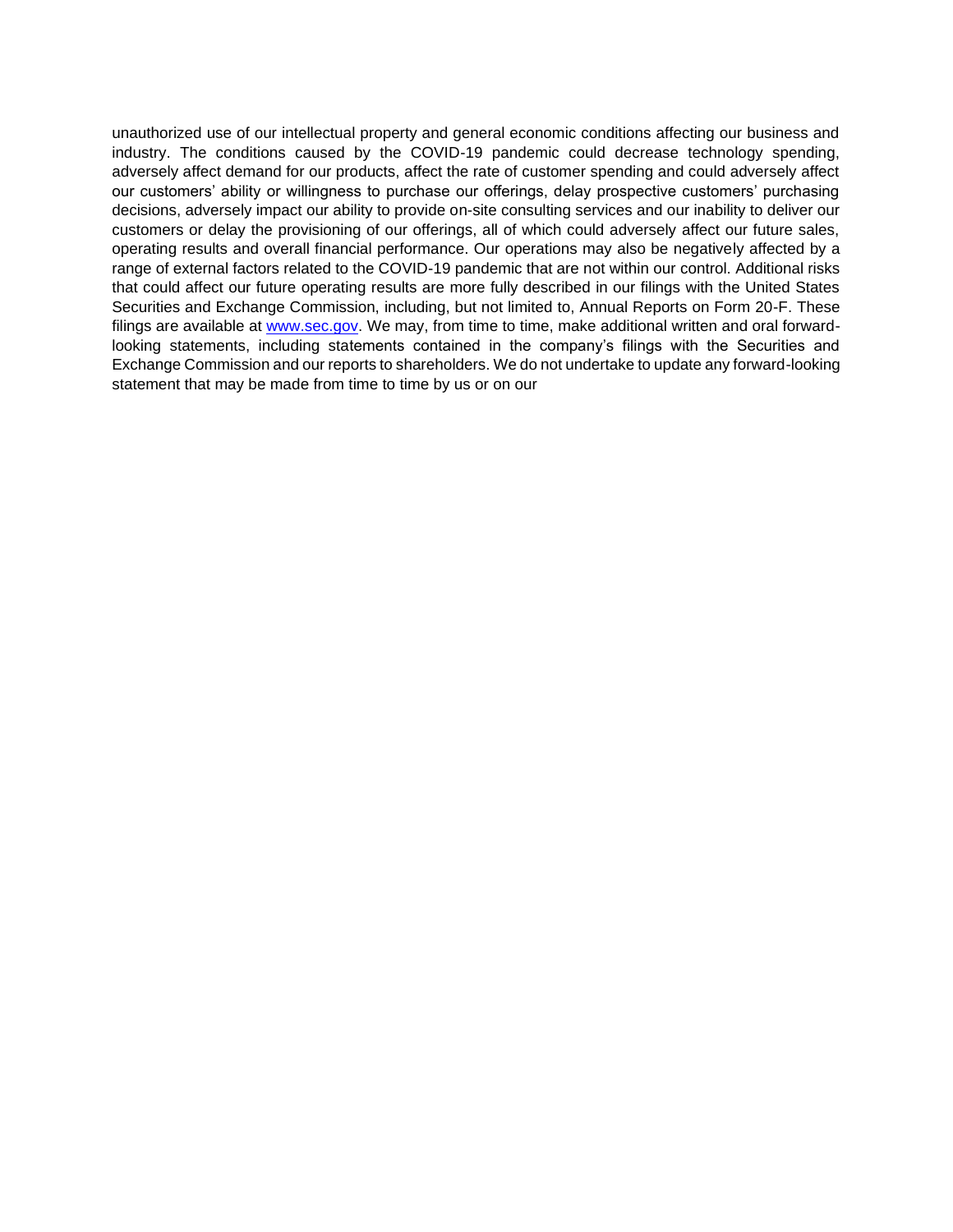unauthorized use of our intellectual property and general economic conditions affecting our business and industry. The conditions caused by the COVID-19 pandemic could decrease technology spending, adversely affect demand for our products, affect the rate of customer spending and could adversely affect our customers' ability or willingness to purchase our offerings, delay prospective customers' purchasing decisions, adversely impact our ability to provide on-site consulting services and our inability to deliver our customers or delay the provisioning of our offerings, all of which could adversely affect our future sales, operating results and overall financial performance. Our operations may also be negatively affected by a range of external factors related to the COVID-19 pandemic that are not within our control. Additional risks that could affect our future operating results are more fully described in our filings with the United States Securities and Exchange Commission, including, but not limited to, Annual Reports on Form 20-F. These filings are available at [www.sec.gov](http://www.sec.gov). We may, from time to time, make additional written and oral forward-looking statements, including statements contained in the company's filings with the Securities and Exchange Commission and our reports to shareholders. We do not undertake to update any forward-looking statement that may be made from time to time by us or on our